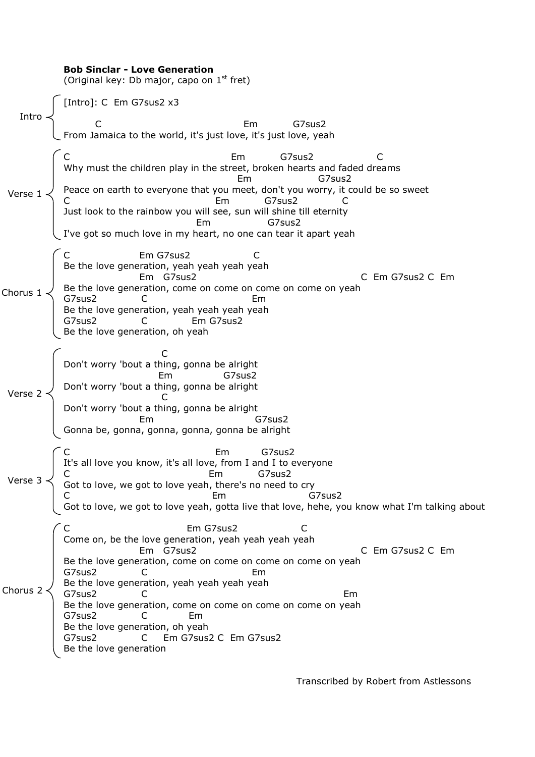**Bob Sinclar - Love Generation**
(Original key: Db major, capo on 1st fret)

```
Intro

[Intro]: C  Em G7sus2 x3

         C                                          Em           G7sus2
From Jamaica to the world, it's just love, it's just love, yeah

Verse 1

C                                               Em           G7sus2                  C
Why must the children play in the street, broken hearts and faded dreams
                                                 Em                    G7sus2
Peace on earth to everyone that you meet, don't you worry, it could be so sweet
C                                           Em           G7sus2              C
Just look to the rainbow you will see, sun will shine till eternity
                                     Em                  G7sus2
I've got so much love in my heart, no one can tear it apart yeah

Chorus 1

C                    Em G7sus2                  C
Be the love generation, yeah yeah yeah yeah
                     Em   G7sus2                                             C  Em G7sus2 C  Em
Be the love generation, come on come on come on come on yeah
G7sus2            C                             Em
Be the love generation, yeah yeah yeah yeah
G7sus2             C             Em G7sus2
Be the love generation, oh yeah

Verse 2

                           C
Don't worry 'bout a thing, gonna be alright
                          Em               G7sus2
Don't worry 'bout a thing, gonna be alright
                           C
Don't worry 'bout a thing, gonna be alright
                     Em                             G7sus2
Gonna be, gonna, gonna, gonna, gonna be alright

Verse 3

C                                           Em          G7sus2
It's all love you know, it's all love, from I and I to everyone
C                                         Em           G7sus2
Got to love, we got to love yeah, there's no need to cry
C                                          Em                       G7sus2
Got to love, we got to love yeah, gotta live that love, hehe, you know what I'm talking about

Chorus 2

C                              Em G7sus2                  C
Come on, be the love generation, yeah yeah yeah yeah
                     Em   G7sus2                                             C  Em G7sus2 C  Em
Be the love generation, come on come on come on come on yeah
G7sus2            C                             Em
Be the love generation, yeah yeah yeah yeah
G7sus2            C                                                      Em
Be the love generation, come on come on come on come on yeah
G7sus2             C           Em
Be the love generation, oh yeah
G7sus2             C     Em G7sus2 C  Em G7sus2
Be the love generation
```

Transcribed by Robert from Astlessons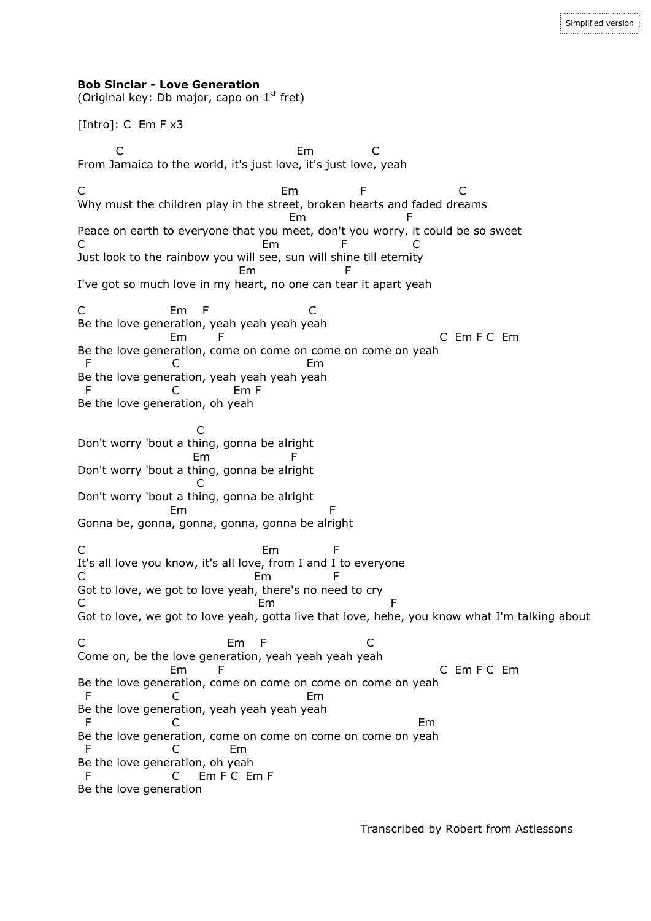Simplified version

**Bob Sinclar - Love Generation**
(Original key: Db major, capo on 1st fret)

```
[Intro]: C  Em F x3

        C                                    Em             C
From Jamaica to the world, it's just love, it's just love, yeah

C                                         Em              F                     C
Why must the children play in the street, broken hearts and faded dreams
                                           Em                     F
Peace on earth to everyone that you meet, don't you worry, it could be so sweet
C                                     Em               F             C
Just look to the rainbow you will see, sun will shine till eternity
                                 Em                    F
I've got so much love in my heart, no one can tear it apart yeah

C                  Em    F                     C
Be the love generation, yeah yeah yeah yeah
                   Em       F                                              C  Em F C  Em
Be the love generation, come on come on come on come on yeah
  F                C                            Em
Be the love generation, yeah yeah yeah yeah
  F                C            Em F
Be the love generation, oh yeah

                        C
Don't worry 'bout a thing, gonna be alright
                       Em                F
Don't worry 'bout a thing, gonna be alright
                        C
Don't worry 'bout a thing, gonna be alright
                   Em                             F
Gonna be, gonna, gonna, gonna, gonna be alright

C                                     Em            F
It's all love you know, it's all love, from I and I to everyone
C                                   Em             F
Got to love, we got to love yeah, there's no need to cry
C                                    Em                        F
Got to love, we got to love yeah, gotta live that love, hehe, you know what I'm talking about

C                              Em    F                       C
Come on, be the love generation, yeah yeah yeah yeah
                   Em       F                                              C  Em F C  Em
Be the love generation, come on come on come on come on yeah
  F                C                            Em
Be the love generation, yeah yeah yeah yeah
  F                C                                                  Em
Be the love generation, come on come on come on come on yeah
  F                C           Em
Be the love generation, oh yeah
  F                C     Em F C  Em F
Be the love generation
```

Transcribed by Robert from Astlessons